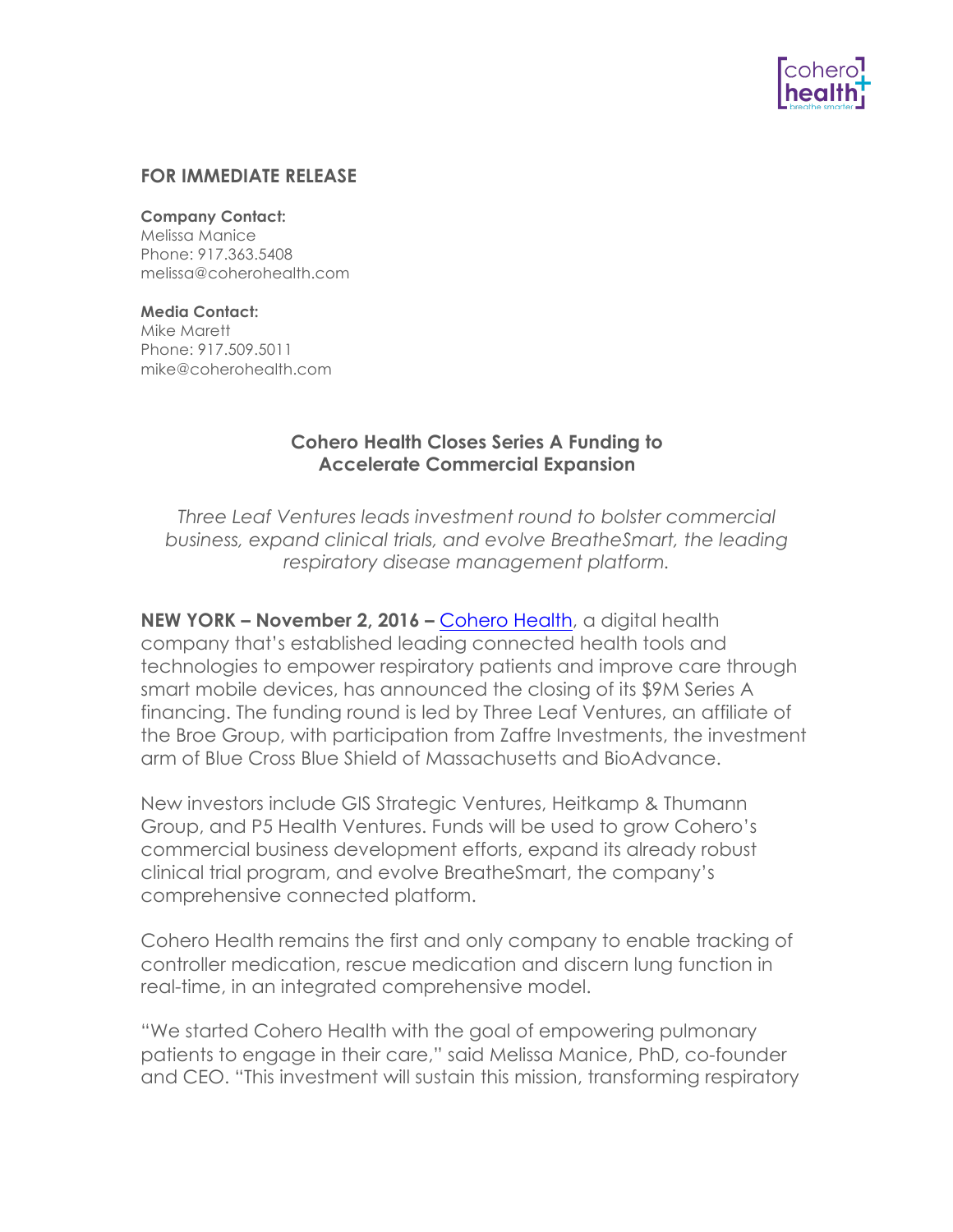**FOR IMMEDIATE RELEASE**

**Company Contact:**
Melissa Manice
Phone: 917.363.5408
melissa@coherohealth.com

**Media Contact:**
Mike Marett
Phone: 917.509.5011
mike@coherohealth.com

## Cohero Health Closes Series A Funding to Accelerate Commercial Expansion

*Three Leaf Ventures leads investment round to bolster commercial business, expand clinical trials, and evolve BreatheSmart, the leading respiratory disease management platform.*

**NEW YORK – November 2, 2016 –** Cohero Health, a digital health company that's established leading connected health tools and technologies to empower respiratory patients and improve care through smart mobile devices, has announced the closing of its $9M Series A financing. The funding round is led by Three Leaf Ventures, an affiliate of the Broe Group, with participation from Zaffre Investments, the investment arm of Blue Cross Blue Shield of Massachusetts and BioAdvance.

New investors include GIS Strategic Ventures, Heitkamp & Thumann Group, and P5 Health Ventures. Funds will be used to grow Cohero's commercial business development efforts, expand its already robust clinical trial program, and evolve BreatheSmart, the company's comprehensive connected platform.

Cohero Health remains the first and only company to enable tracking of controller medication, rescue medication and discern lung function in real-time, in an integrated comprehensive model.

"We started Cohero Health with the goal of empowering pulmonary patients to engage in their care," said Melissa Manice, PhD, co-founder and CEO. "This investment will sustain this mission, transforming respiratory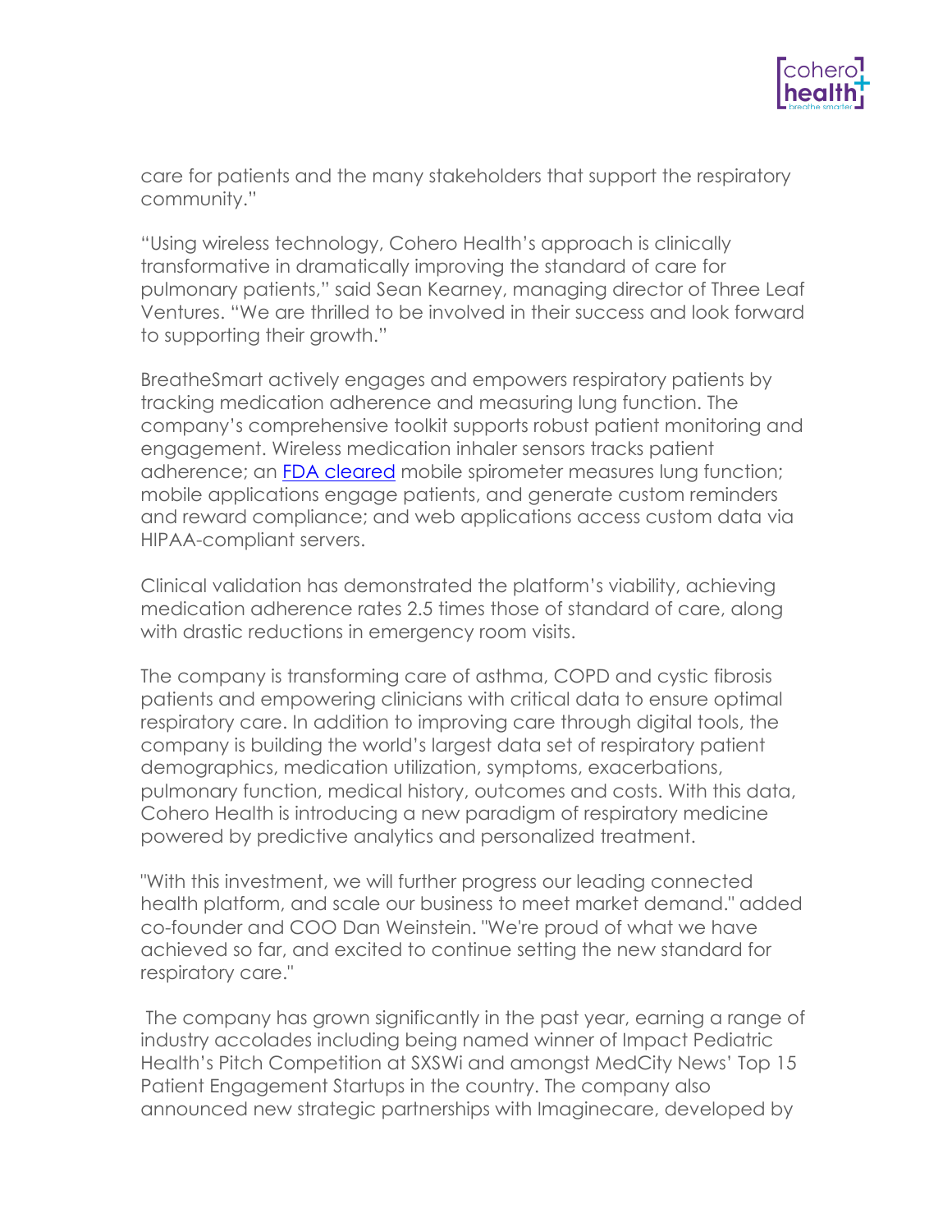care for patients and the many stakeholders that support the respiratory community."

"Using wireless technology, Cohero Health's approach is clinically transformative in dramatically improving the standard of care for pulmonary patients," said Sean Kearney, managing director of Three Leaf Ventures. "We are thrilled to be involved in their success and look forward to supporting their growth."

BreatheSmart actively engages and empowers respiratory patients by tracking medication adherence and measuring lung function. The company's comprehensive toolkit supports robust patient monitoring and engagement. Wireless medication inhaler sensors tracks patient adherence; an FDA cleared mobile spirometer measures lung function; mobile applications engage patients, and generate custom reminders and reward compliance; and web applications access custom data via HIPAA-compliant servers.

Clinical validation has demonstrated the platform's viability, achieving medication adherence rates 2.5 times those of standard of care, along with drastic reductions in emergency room visits.

The company is transforming care of asthma, COPD and cystic fibrosis patients and empowering clinicians with critical data to ensure optimal respiratory care. In addition to improving care through digital tools, the company is building the world's largest data set of respiratory patient demographics, medication utilization, symptoms, exacerbations, pulmonary function, medical history, outcomes and costs. With this data, Cohero Health is introducing a new paradigm of respiratory medicine powered by predictive analytics and personalized treatment.

"With this investment, we will further progress our leading connected health platform, and scale our business to meet market demand." added co-founder and COO Dan Weinstein. "We're proud of what we have achieved so far, and excited to continue setting the new standard for respiratory care."

The company has grown significantly in the past year, earning a range of industry accolades including being named winner of Impact Pediatric Health's Pitch Competition at SXSWi and amongst MedCity News' Top 15 Patient Engagement Startups in the country. The company also announced new strategic partnerships with Imaginecare, developed by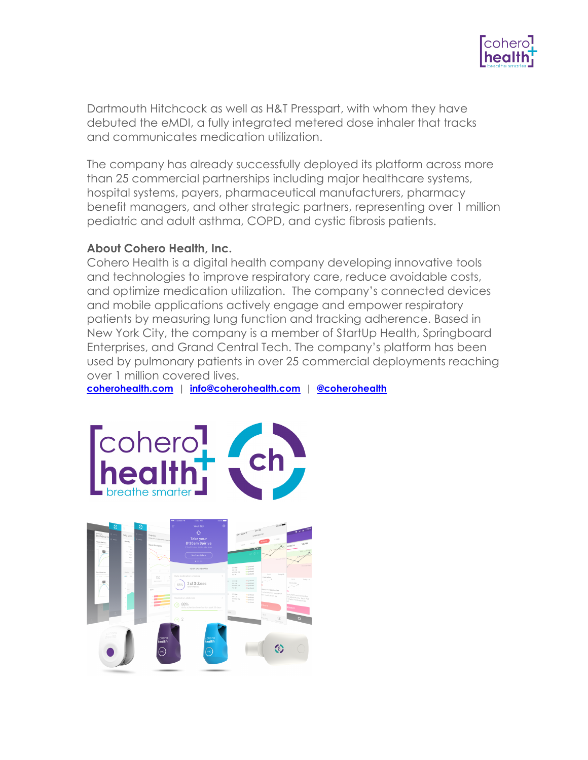Dartmouth Hitchcock as well as H&T Presspart, with whom they have debuted the eMDI, a fully integrated metered dose inhaler that tracks and communicates medication utilization.

The company has already successfully deployed its platform across more than 25 commercial partnerships including major healthcare systems, hospital systems, payers, pharmaceutical manufacturers, pharmacy benefit managers, and other strategic partners, representing over 1 million pediatric and adult asthma, COPD, and cystic fibrosis patients.

**About Cohero Health, Inc.**

Cohero Health is a digital health company developing innovative tools and technologies to improve respiratory care, reduce avoidable costs, and optimize medication utilization. The company's connected devices and mobile applications actively engage and empower respiratory patients by measuring lung function and tracking adherence. Based in New York City, the company is a member of StartUp Health, Springboard Enterprises, and Grand Central Tech. The company's platform has been used by pulmonary patients in over 25 commercial deployments reaching over 1 million covered lives.

[coherohealth.com](coherohealth.com) | [info@coherohealth.com](mailto:info@coherohealth.com) | [@coherohealth](@coherohealth)